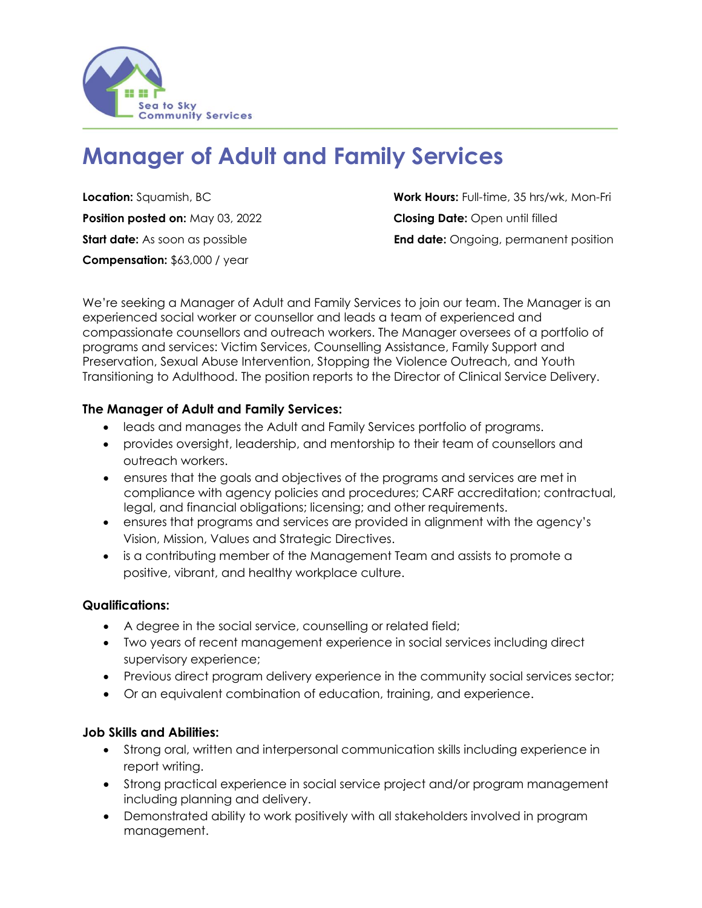Sea to Sky Community Services

# Manager of Adult and Family Services

**Location:** Squamish, BC
**Position posted on:** May 03, 2022
**Start date:** As soon as possible
**Compensation:** $63,000 / year
**Work Hours:** Full-time, 35 hrs/wk, Mon-Fri
**Closing Date:** Open until filled
**End date:** Ongoing, permanent position

We're seeking a Manager of Adult and Family Services to join our team. The Manager is an experienced social worker or counsellor and leads a team of experienced and compassionate counsellors and outreach workers. The Manager oversees of a portfolio of programs and services: Victim Services, Counselling Assistance, Family Support and Preservation, Sexual Abuse Intervention, Stopping the Violence Outreach, and Youth Transitioning to Adulthood. The position reports to the Director of Clinical Service Delivery.

### The Manager of Adult and Family Services:

- leads and manages the Adult and Family Services portfolio of programs.
- provides oversight, leadership, and mentorship to their team of counsellors and outreach workers.
- ensures that the goals and objectives of the programs and services are met in compliance with agency policies and procedures; CARF accreditation; contractual, legal, and financial obligations; licensing; and other requirements.
- ensures that programs and services are provided in alignment with the agency's Vision, Mission, Values and Strategic Directives.
- is a contributing member of the Management Team and assists to promote a positive, vibrant, and healthy workplace culture.

### Qualifications:

- A degree in the social service, counselling or related field;
- Two years of recent management experience in social services including direct supervisory experience;
- Previous direct program delivery experience in the community social services sector;
- Or an equivalent combination of education, training, and experience.

### Job Skills and Abilities:

- Strong oral, written and interpersonal communication skills including experience in report writing.
- Strong practical experience in social service project and/or program management including planning and delivery.
- Demonstrated ability to work positively with all stakeholders involved in program management.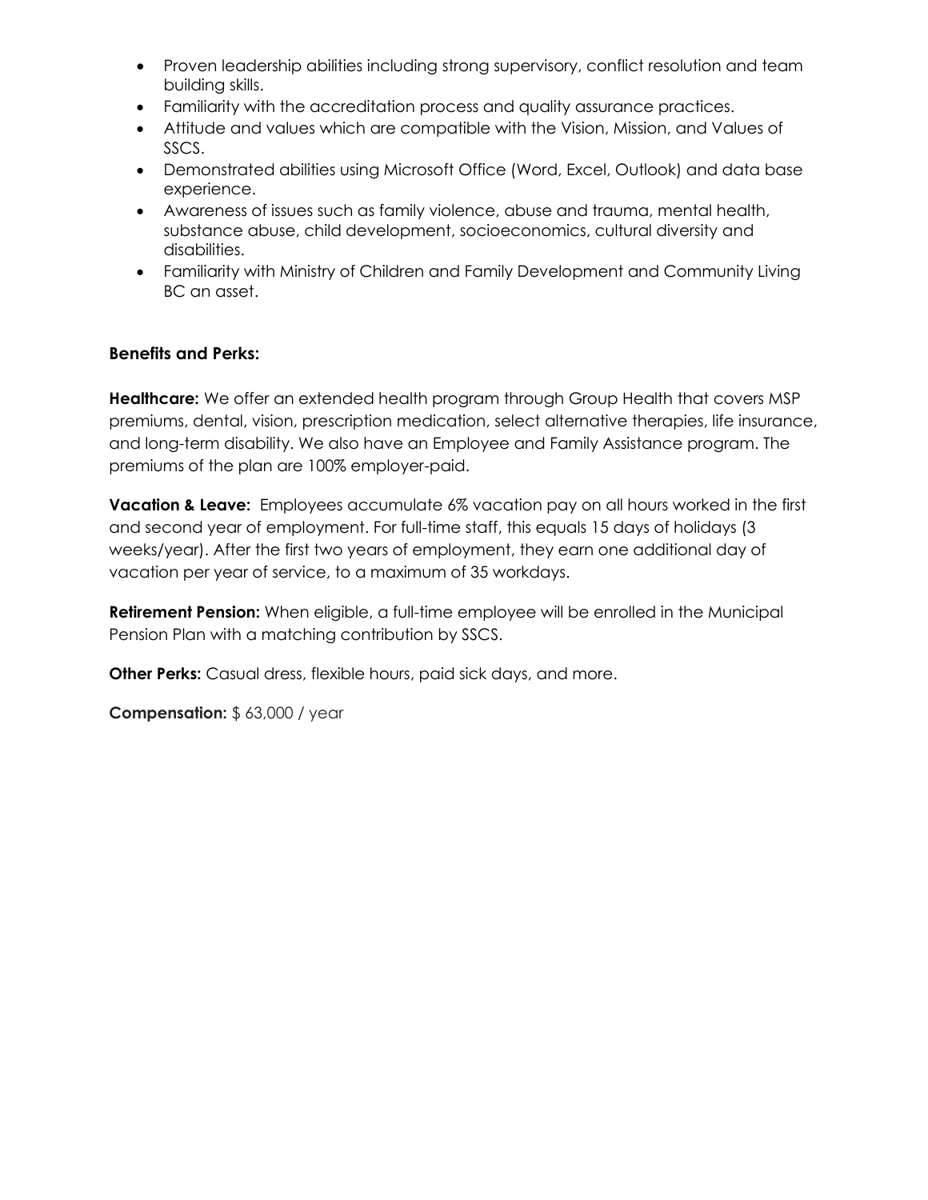- Proven leadership abilities including strong supervisory, conflict resolution and team building skills.
- Familiarity with the accreditation process and quality assurance practices.
- Attitude and values which are compatible with the Vision, Mission, and Values of SSCS.
- Demonstrated abilities using Microsoft Office (Word, Excel, Outlook) and data base experience.
- Awareness of issues such as family violence, abuse and trauma, mental health, substance abuse, child development, socioeconomics, cultural diversity and disabilities.
- Familiarity with Ministry of Children and Family Development and Community Living BC an asset.

**Benefits and Perks:**

**Healthcare:** We offer an extended health program through Group Health that covers MSP premiums, dental, vision, prescription medication, select alternative therapies, life insurance, and long-term disability. We also have an Employee and Family Assistance program. The premiums of the plan are 100% employer-paid.

**Vacation & Leave:** Employees accumulate 6% vacation pay on all hours worked in the first and second year of employment. For full-time staff, this equals 15 days of holidays (3 weeks/year). After the first two years of employment, they earn one additional day of vacation per year of service, to a maximum of 35 workdays.

**Retirement Pension:** When eligible, a full-time employee will be enrolled in the Municipal Pension Plan with a matching contribution by SSCS.

**Other Perks:** Casual dress, flexible hours, paid sick days, and more.

**Compensation:** $ 63,000 / year